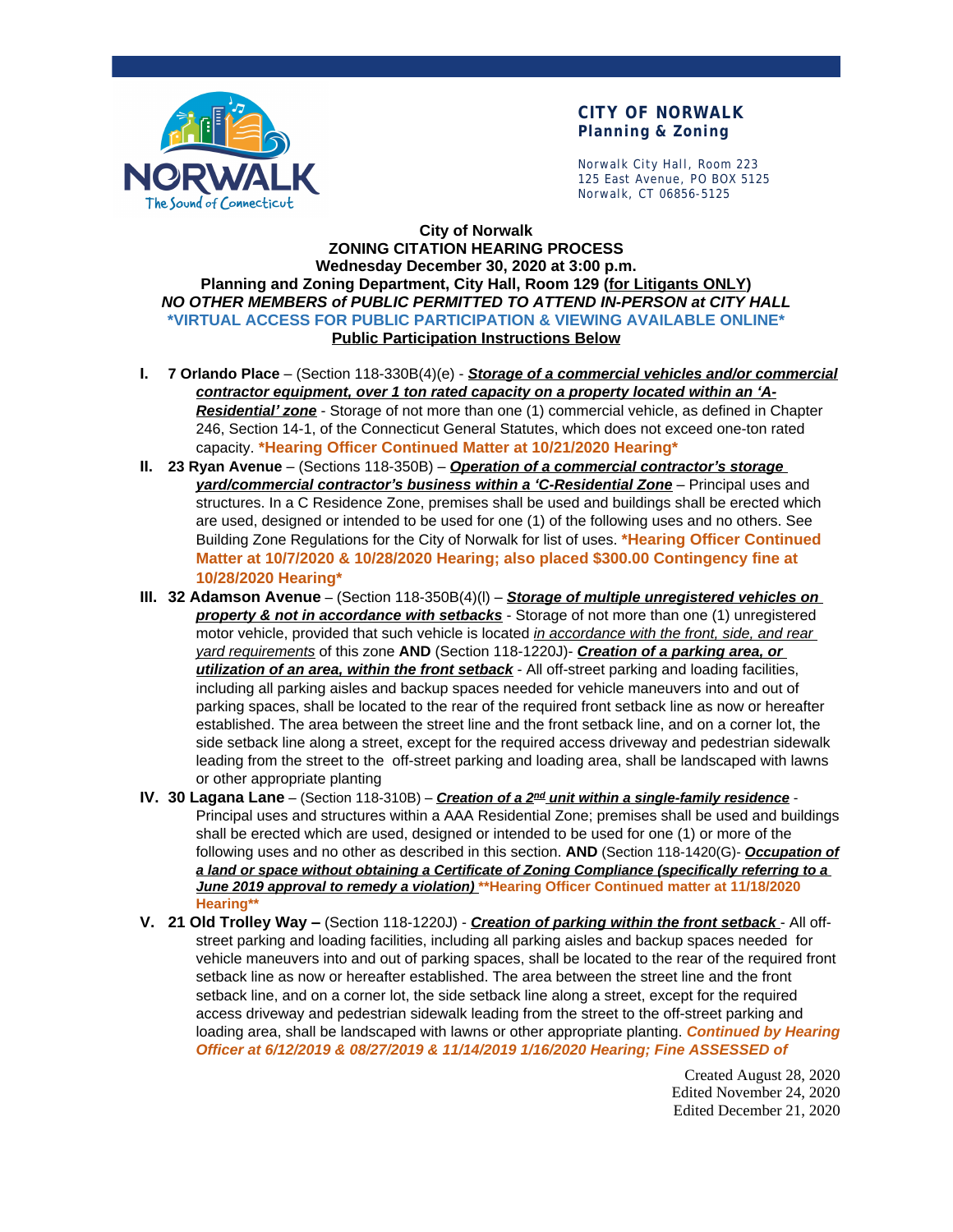**CITY OF NORWALK**
**Planning & Zoning**

Norwalk City Hall, Room 223
125 East Avenue, PO BOX 5125
Norwalk, CT 06856-5125

**City of Norwalk**
**ZONING CITATION HEARING PROCESS**
**Wednesday December 30, 2020 at 3:00 p.m.**
**Planning and Zoning Department, City Hall, Room 129 (for Litigants ONLY)**
***NO OTHER MEMBERS of PUBLIC PERMITTED TO ATTEND IN-PERSON at CITY HALL***
**\*VIRTUAL ACCESS FOR PUBLIC PARTICIPATION & VIEWING AVAILABLE ONLINE\***
**Public Participation Instructions Below**

**I. 7 Orlando Place** – (Section 118-330B(4)(e) - ***Storage of a commercial vehicles and/or commercial contractor equipment, over 1 ton rated capacity on a property located within an 'A-Residential' zone*** - Storage of not more than one (1) commercial vehicle, as defined in Chapter 246, Section 14-1, of the Connecticut General Statutes, which does not exceed one-ton rated capacity. **\*Hearing Officer Continued Matter at 10/21/2020 Hearing\***

**II. 23 Ryan Avenue** – (Sections 118-350B) – ***Operation of a commercial contractor's storage yard/commercial contractor's business within a 'C-Residential Zone*** – Principal uses and structures. In a C Residence Zone, premises shall be used and buildings shall be erected which are used, designed or intended to be used for one (1) of the following uses and no others. See Building Zone Regulations for the City of Norwalk for list of uses. **\*Hearing Officer Continued Matter at 10/7/2020 & 10/28/2020 Hearing; also placed $300.00 Contingency fine at 10/28/2020 Hearing\***

**III. 32 Adamson Avenue** – (Section 118-350B(4)(l) – ***Storage of multiple unregistered vehicles on property & not in accordance with setbacks*** - Storage of not more than one (1) unregistered motor vehicle, provided that such vehicle is located *in accordance with the front, side, and rear yard requirements* of this zone **AND** (Section 118-1220J)- ***Creation of a parking area, or utilization of an area, within the front setback*** - All off-street parking and loading facilities, including all parking aisles and backup spaces needed for vehicle maneuvers into and out of parking spaces, shall be located to the rear of the required front setback line as now or hereafter established. The area between the street line and the front setback line, and on a corner lot, the side setback line along a street, except for the required access driveway and pedestrian sidewalk leading from the street to the off-street parking and loading area, shall be landscaped with lawns or other appropriate planting

**IV. 30 Lagana Lane** – (Section 118-310B) – ***Creation of a 2nd unit within a single-family residence*** - Principal uses and structures within a AAA Residential Zone; premises shall be used and buildings shall be erected which are used, designed or intended to be used for one (1) or more of the following uses and no other as described in this section. **AND** (Section 118-1420(G)- ***Occupation of a land or space without obtaining a Certificate of Zoning Compliance (specifically referring to a June 2019 approval to remedy a violation)*** **\*\*Hearing Officer Continued matter at 11/18/2020 Hearing\*\***

**V. 21 Old Trolley Way –** (Section 118-1220J) - ***Creation of parking within the front setback*** - All off-street parking and loading facilities, including all parking aisles and backup spaces needed for vehicle maneuvers into and out of parking spaces, shall be located to the rear of the required front setback line as now or hereafter established. The area between the street line and the front setback line, and on a corner lot, the side setback line along a street, except for the required access driveway and pedestrian sidewalk leading from the street to the off-street parking and loading area, shall be landscaped with lawns or other appropriate planting. ***Continued by Hearing Officer at 6/12/2019 & 08/27/2019 & 11/14/2019 1/16/2020 Hearing; Fine ASSESSED of***

Created August 28, 2020
Edited November 24, 2020
Edited December 21, 2020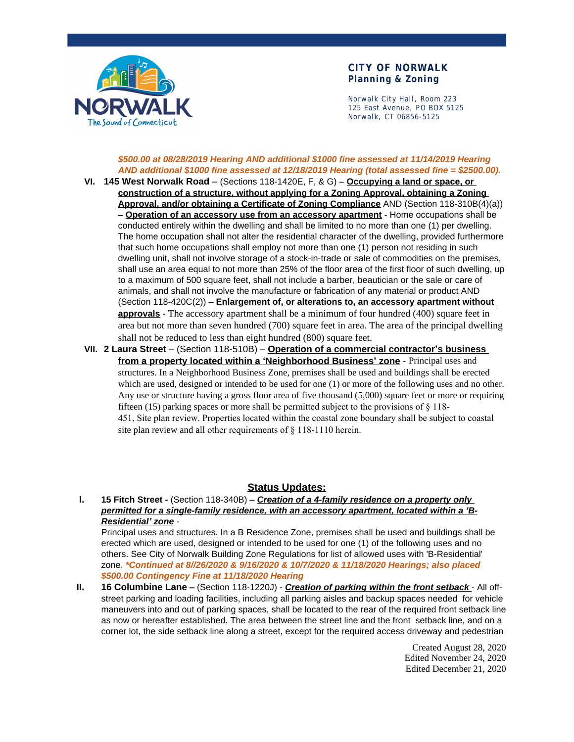***$500.00 at 08/28/2019 Hearing AND additional $1000 fine assessed at 11/14/2019 Hearing AND additional $1000 fine assessed at 12/18/2019 Hearing (total assessed fine = $2500.00).***

VI. **145 West Norwalk Road** – (Sections 118-1420E, F, & G) – **Occupying a land or space, or construction of a structure, without applying for a Zoning Approval, obtaining a Zoning Approval, and/or obtaining a Certificate of Zoning Compliance** AND (Section 118-310B(4)(a)) – **Operation of an accessory use from an accessory apartment** - Home occupations shall be conducted entirely within the dwelling and shall be limited to no more than one (1) per dwelling. The home occupation shall not alter the residential character of the dwelling, provided furthermore that such home occupations shall employ not more than one (1) person not residing in such dwelling unit, shall not involve storage of a stock-in-trade or sale of commodities on the premises, shall use an area equal to not more than 25% of the floor area of the first floor of such dwelling, up to a maximum of 500 square feet, shall not include a barber, beautician or the sale or care of animals, and shall not involve the manufacture or fabrication of any material or product AND (Section 118-420C(2)) – **Enlargement of, or alterations to, an accessory apartment without approvals** - The accessory apartment shall be a minimum of four hundred (400) square feet in area but not more than seven hundred (700) square feet in area. The area of the principal dwelling shall not be reduced to less than eight hundred (800) square feet.

VII. **2 Laura Street** – (Section 118-510B) – **Operation of a commercial contractor's business from a property located within a 'Neighborhood Business' zone** - Principal uses and structures. In a Neighborhood Business Zone, premises shall be used and buildings shall be erected which are used, designed or intended to be used for one (1) or more of the following uses and no other. Any use or structure having a gross floor area of five thousand (5,000) square feet or more or requiring fifteen (15) parking spaces or more shall be permitted subject to the provisions of § 118-451, Site plan review. Properties located within the coastal zone boundary shall be subject to coastal site plan review and all other requirements of § 118-1110 herein.

## Status Updates:

I. **15 Fitch Street -** (Section 118-340B) – ***Creation of a 4-family residence on a property only permitted for a single-family residence, with an accessory apartment, located within a 'B-Residential' zone*** -
Principal uses and structures. In a B Residence Zone, premises shall be used and buildings shall be erected which are used, designed or intended to be used for one (1) of the following uses and no others. See City of Norwalk Building Zone Regulations for list of allowed uses with 'B-Residential' zone. ***\*Continued at 8//26/2020 & 9/16/2020 & 10/7/2020 & 11/18/2020 Hearings; also placed $500.00 Contingency Fine at 11/18/2020 Hearing***

II. **16 Columbine Lane –** (Section 118-1220J) - ***Creation of parking within the front setback*** - All off-street parking and loading facilities, including all parking aisles and backup spaces needed for vehicle maneuvers into and out of parking spaces, shall be located to the rear of the required front setback line as now or hereafter established. The area between the street line and the front setback line, and on a corner lot, the side setback line along a street, except for the required access driveway and pedestrian

Created August 28, 2020
Edited November 24, 2020
Edited December 21, 2020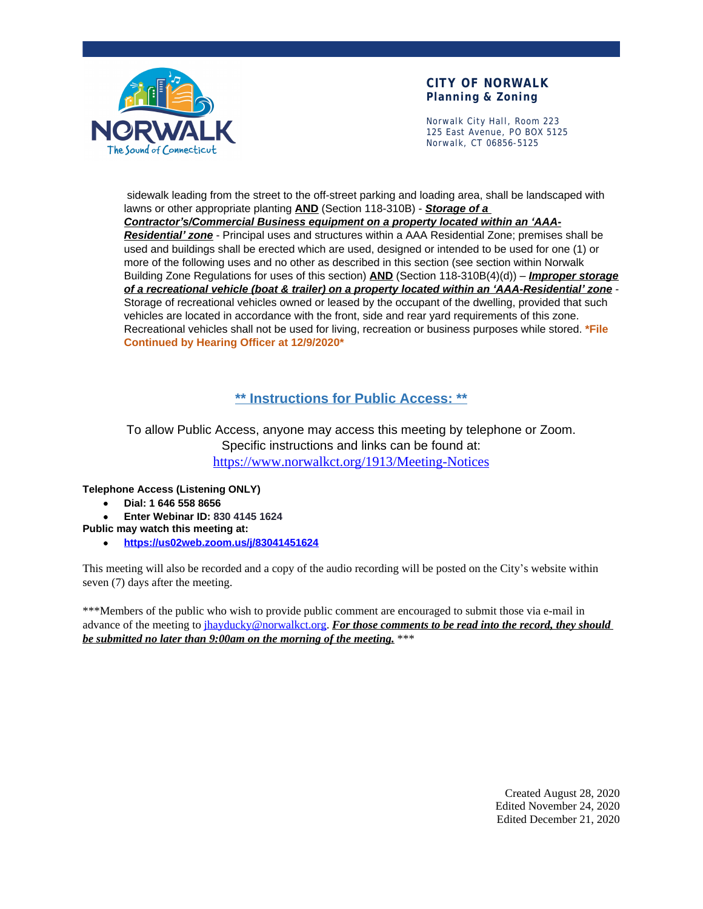sidewalk leading from the street to the off-street parking and loading area, shall be landscaped with lawns or other appropriate planting **AND** (Section 118-310B) - ***Storage of a Contractor's/Commercial Business equipment on a property located within an 'AAA-Residential' zone*** - Principal uses and structures within a AAA Residential Zone; premises shall be used and buildings shall be erected which are used, designed or intended to be used for one (1) or more of the following uses and no other as described in this section (see section within Norwalk Building Zone Regulations for uses of this section) **AND** (Section 118-310B(4)(d)) – ***Improper storage of a recreational vehicle (boat & trailer) on a property located within an 'AAA-Residential' zone*** - Storage of recreational vehicles owned or leased by the occupant of the dwelling, provided that such vehicles are located in accordance with the front, side and rear yard requirements of this zone. Recreational vehicles shall not be used for living, recreation or business purposes while stored. ***File Continued by Hearing Officer at 12/9/2020***

## ** Instructions for Public Access: **

To allow Public Access, anyone may access this meeting by telephone or Zoom. Specific instructions and links can be found at: https://www.norwalkct.org/1913/Meeting-Notices

**Telephone Access (Listening ONLY)**

- **Dial: 1 646 558 8656**
- **Enter Webinar ID: 830 4145 1624**

**Public may watch this meeting at:**

- **https://us02web.zoom.us/j/83041451624**

This meeting will also be recorded and a copy of the audio recording will be posted on the City's website within seven (7) days after the meeting.

***Members of the public who wish to provide public comment are encouraged to submit those via e-mail in advance of the meeting to jhayducky@norwalkct.org. ***For those comments to be read into the record, they should be submitted no later than 9:00am on the morning of the meeting.*** ***

Created August 28, 2020
Edited November 24, 2020
Edited December 21, 2020